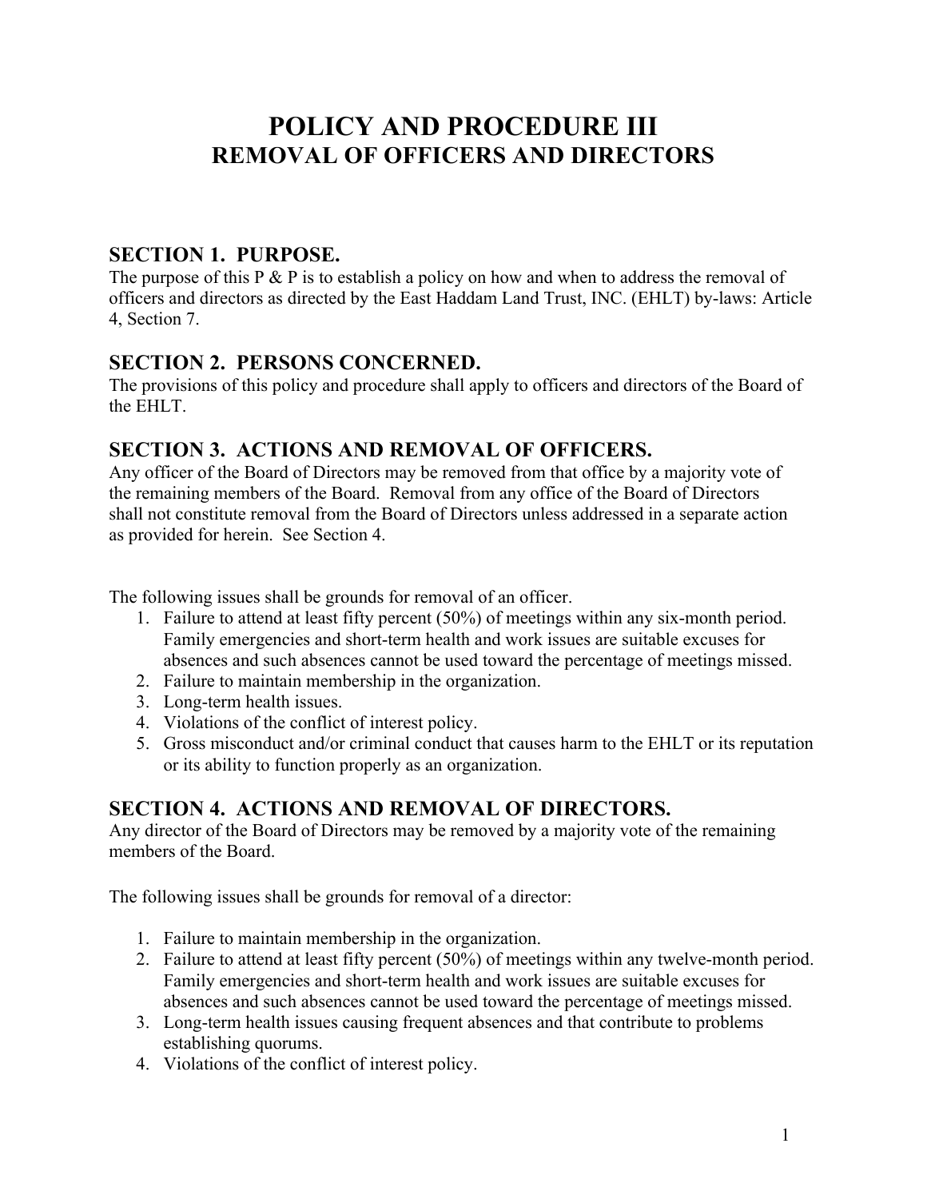# POLICY AND PROCEDURE III
## REMOVAL OF OFFICERS AND DIRECTORS

### SECTION 1. PURPOSE.

The purpose of this P & P is to establish a policy on how and when to address the removal of officers and directors as directed by the East Haddam Land Trust, INC. (EHLT) by-laws: Article 4, Section 7.

### SECTION 2. PERSONS CONCERNED.

The provisions of this policy and procedure shall apply to officers and directors of the Board of the EHLT.

### SECTION 3. ACTIONS AND REMOVAL OF OFFICERS.

Any officer of the Board of Directors may be removed from that office by a majority vote of the remaining members of the Board. Removal from any office of the Board of Directors shall not constitute removal from the Board of Directors unless addressed in a separate action as provided for herein. See Section 4.

The following issues shall be grounds for removal of an officer.

1. Failure to attend at least fifty percent (50%) of meetings within any six-month period. Family emergencies and short-term health and work issues are suitable excuses for absences and such absences cannot be used toward the percentage of meetings missed.
2. Failure to maintain membership in the organization.
3. Long-term health issues.
4. Violations of the conflict of interest policy.
5. Gross misconduct and/or criminal conduct that causes harm to the EHLT or its reputation or its ability to function properly as an organization.

### SECTION 4. ACTIONS AND REMOVAL OF DIRECTORS.

Any director of the Board of Directors may be removed by a majority vote of the remaining members of the Board.

The following issues shall be grounds for removal of a director:

1. Failure to maintain membership in the organization.
2. Failure to attend at least fifty percent (50%) of meetings within any twelve-month period. Family emergencies and short-term health and work issues are suitable excuses for absences and such absences cannot be used toward the percentage of meetings missed.
3. Long-term health issues causing frequent absences and that contribute to problems establishing quorums.
4. Violations of the conflict of interest policy.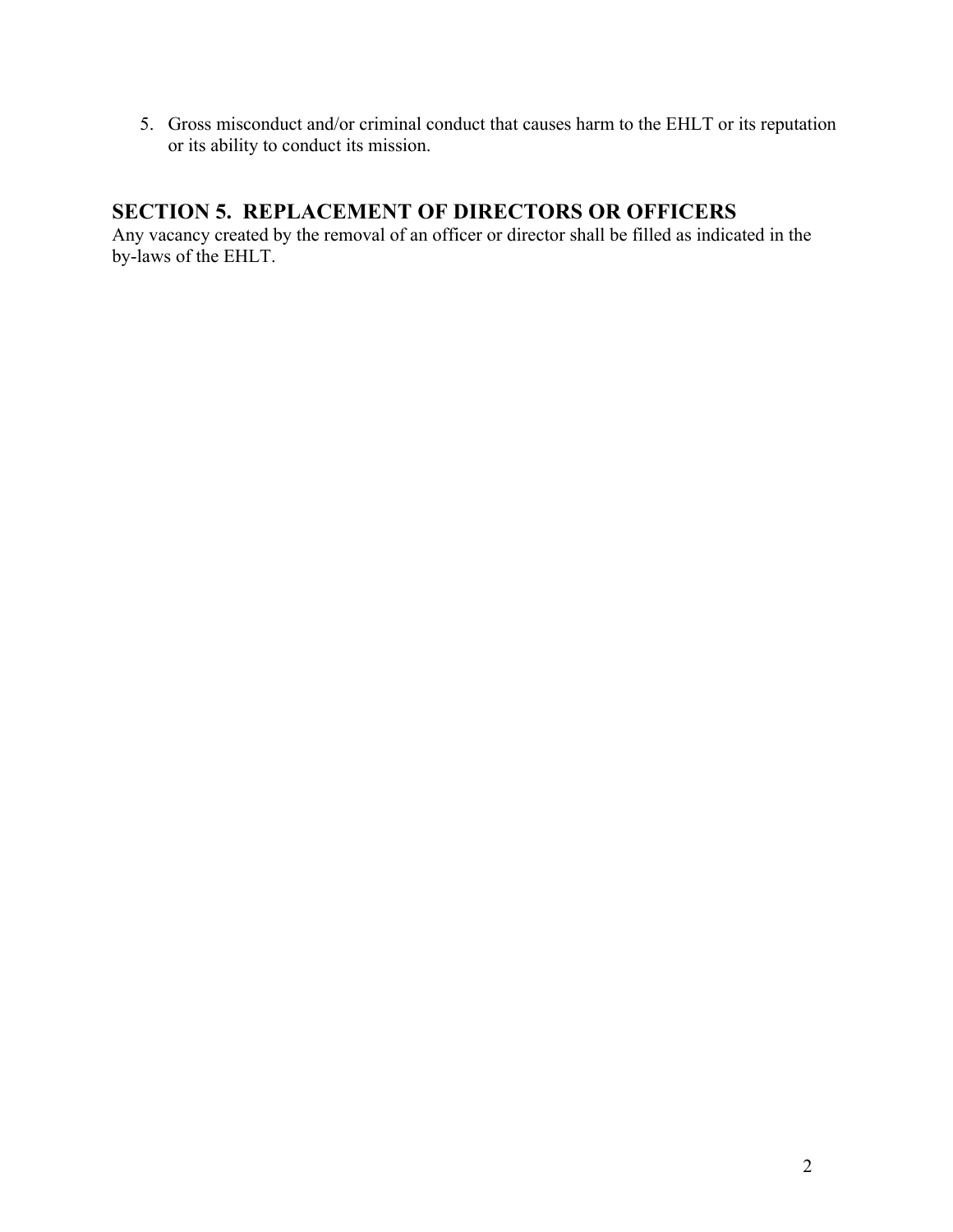5. Gross misconduct and/or criminal conduct that causes harm to the EHLT or its reputation or its ability to conduct its mission.

## SECTION 5. REPLACEMENT OF DIRECTORS OR OFFICERS

Any vacancy created by the removal of an officer or director shall be filled as indicated in the by-laws of the EHLT.